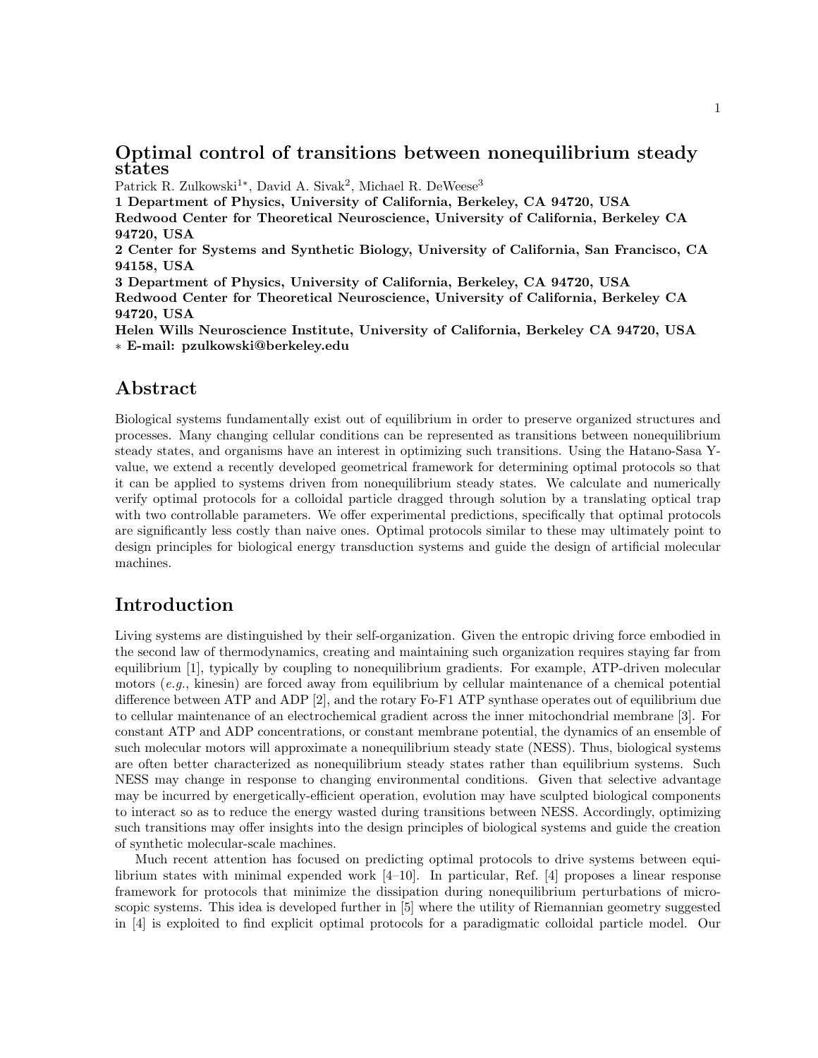# Optimal control of transitions between nonequilibrium steady states

Patrick R. Zulkowski[1*], David A. Sivak[2], Michael R. DeWeese[3]

**1 Department of Physics, University of California, Berkeley, CA 94720, USA**
**Redwood Center for Theoretical Neuroscience, University of California, Berkeley CA 94720, USA**
**2 Center for Systems and Synthetic Biology, University of California, San Francisco, CA 94158, USA**
**3 Department of Physics, University of California, Berkeley, CA 94720, USA**
**Redwood Center for Theoretical Neuroscience, University of California, Berkeley CA 94720, USA**
**Helen Wills Neuroscience Institute, University of California, Berkeley CA 94720, USA**
**\* E-mail: pzulkowski@berkeley.edu**

## Abstract

Biological systems fundamentally exist out of equilibrium in order to preserve organized structures and processes. Many changing cellular conditions can be represented as transitions between nonequilibrium steady states, and organisms have an interest in optimizing such transitions. Using the Hatano-Sasa Y-value, we extend a recently developed geometrical framework for determining optimal protocols so that it can be applied to systems driven from nonequilibrium steady states. We calculate and numerically verify optimal protocols for a colloidal particle dragged through solution by a translating optical trap with two controllable parameters. We offer experimental predictions, specifically that optimal protocols are significantly less costly than naive ones. Optimal protocols similar to these may ultimately point to design principles for biological energy transduction systems and guide the design of artificial molecular machines.

## Introduction

Living systems are distinguished by their self-organization. Given the entropic driving force embodied in the second law of thermodynamics, creating and maintaining such organization requires staying far from equilibrium [1], typically by coupling to nonequilibrium gradients. For example, ATP-driven molecular motors (*e.g.*, kinesin) are forced away from equilibrium by cellular maintenance of a chemical potential difference between ATP and ADP [2], and the rotary Fo-F1 ATP synthase operates out of equilibrium due to cellular maintenance of an electrochemical gradient across the inner mitochondrial membrane [3]. For constant ATP and ADP concentrations, or constant membrane potential, the dynamics of an ensemble of such molecular motors will approximate a nonequilibrium steady state (NESS). Thus, biological systems are often better characterized as nonequilibrium steady states rather than equilibrium systems. Such NESS may change in response to changing environmental conditions. Given that selective advantage may be incurred by energetically-efficient operation, evolution may have sculpted biological components to interact so as to reduce the energy wasted during transitions between NESS. Accordingly, optimizing such transitions may offer insights into the design principles of biological systems and guide the creation of synthetic molecular-scale machines.

Much recent attention has focused on predicting optimal protocols to drive systems between equilibrium states with minimal expended work [4–10]. In particular, Ref. [4] proposes a linear response framework for protocols that minimize the dissipation during nonequilibrium perturbations of microscopic systems. This idea is developed further in [5] where the utility of Riemannian geometry suggested in [4] is exploited to find explicit optimal protocols for a paradigmatic colloidal particle model. Our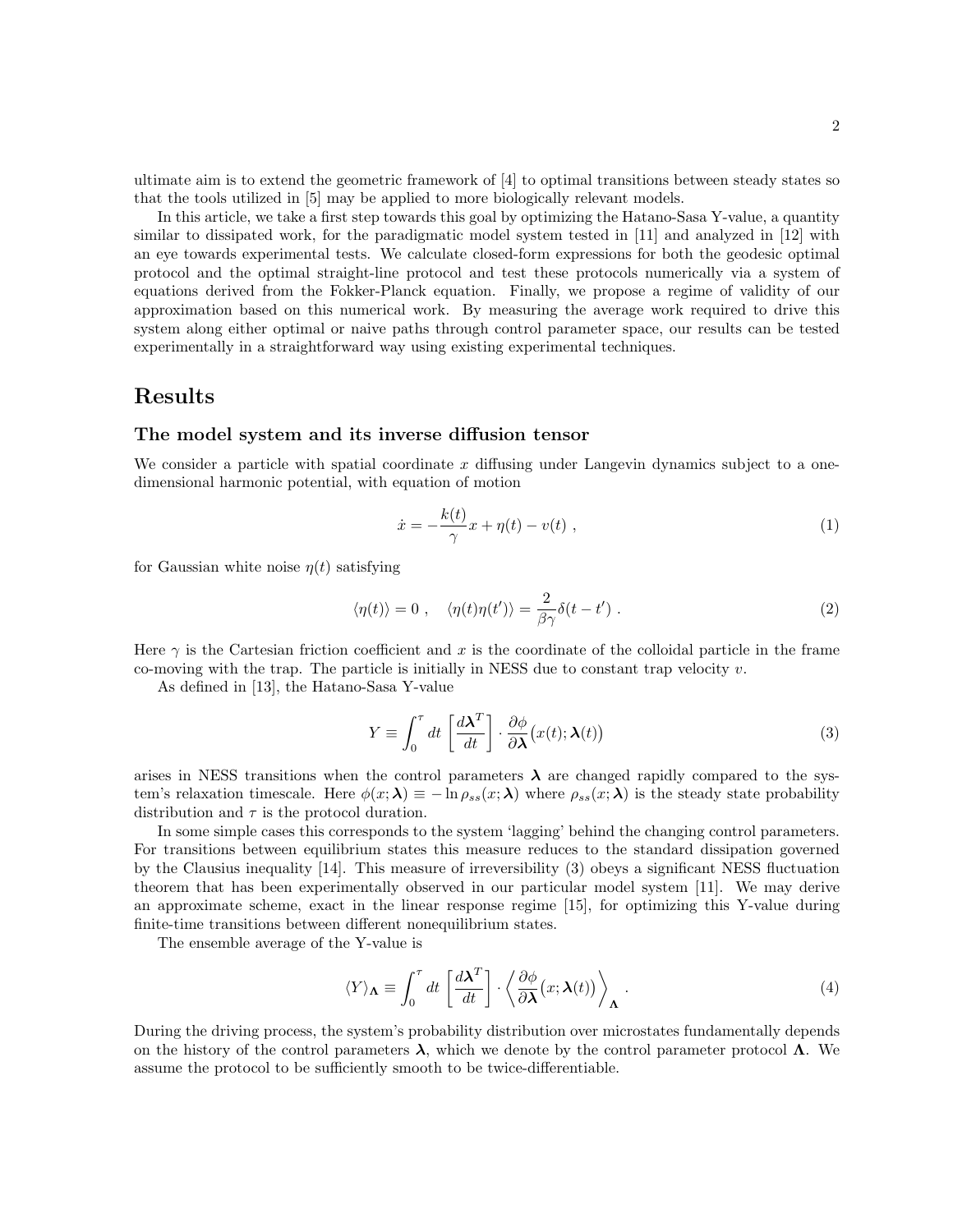ultimate aim is to extend the geometric framework of [4] to optimal transitions between steady states so that the tools utilized in [5] may be applied to more biologically relevant models.

In this article, we take a first step towards this goal by optimizing the Hatano-Sasa Y-value, a quantity similar to dissipated work, for the paradigmatic model system tested in [11] and analyzed in [12] with an eye towards experimental tests. We calculate closed-form expressions for both the geodesic optimal protocol and the optimal straight-line protocol and test these protocols numerically via a system of equations derived from the Fokker-Planck equation. Finally, we propose a regime of validity of our approximation based on this numerical work. By measuring the average work required to drive this system along either optimal or naive paths through control parameter space, our results can be tested experimentally in a straightforward way using existing experimental techniques.

## Results

### The model system and its inverse diffusion tensor

We consider a particle with spatial coordinate $x$ diffusing under Langevin dynamics subject to a one-dimensional harmonic potential, with equation of motion

$$\dot{x} = -\frac{k(t)}{\gamma}x + \eta(t) - v(t) \ , \tag{1}$$

for Gaussian white noise $\eta(t)$ satisfying

$$\langle \eta(t) \rangle = 0 \ , \quad \langle \eta(t)\eta(t') \rangle = \frac{2}{\beta\gamma}\delta(t-t') \ . \tag{2}$$

Here $\gamma$ is the Cartesian friction coefficient and $x$ is the coordinate of the colloidal particle in the frame co-moving with the trap. The particle is initially in NESS due to constant trap velocity $v$.

As defined in [13], the Hatano-Sasa Y-value

$$Y \equiv \int_0^\tau dt \left[\frac{d\boldsymbol{\lambda}^T}{dt}\right] \cdot \frac{\partial \phi}{\partial \boldsymbol{\lambda}}\big(x(t);\boldsymbol{\lambda}(t)\big) \tag{3}$$

arises in NESS transitions when the control parameters $\boldsymbol{\lambda}$ are changed rapidly compared to the system's relaxation timescale. Here $\phi(x;\boldsymbol{\lambda}) \equiv -\ln \rho_{ss}(x;\boldsymbol{\lambda})$ where $\rho_{ss}(x;\boldsymbol{\lambda})$ is the steady state probability distribution and $\tau$ is the protocol duration.

In some simple cases this corresponds to the system 'lagging' behind the changing control parameters. For transitions between equilibrium states this measure reduces to the standard dissipation governed by the Clausius inequality [14]. This measure of irreversibility (3) obeys a significant NESS fluctuation theorem that has been experimentally observed in our particular model system [11]. We may derive an approximate scheme, exact in the linear response regime [15], for optimizing this Y-value during finite-time transitions between different nonequilibrium states.

The ensemble average of the Y-value is

$$\langle Y \rangle_{\boldsymbol{\Lambda}} \equiv \int_0^\tau dt \left[\frac{d\boldsymbol{\lambda}^T}{dt}\right] \cdot \left\langle \frac{\partial \phi}{\partial \boldsymbol{\lambda}}\big(x;\boldsymbol{\lambda}(t)\big) \right\rangle_{\boldsymbol{\Lambda}} \ . \tag{4}$$

During the driving process, the system's probability distribution over microstates fundamentally depends on the history of the control parameters $\boldsymbol{\lambda}$, which we denote by the control parameter protocol $\boldsymbol{\Lambda}$. We assume the protocol to be sufficiently smooth to be twice-differentiable.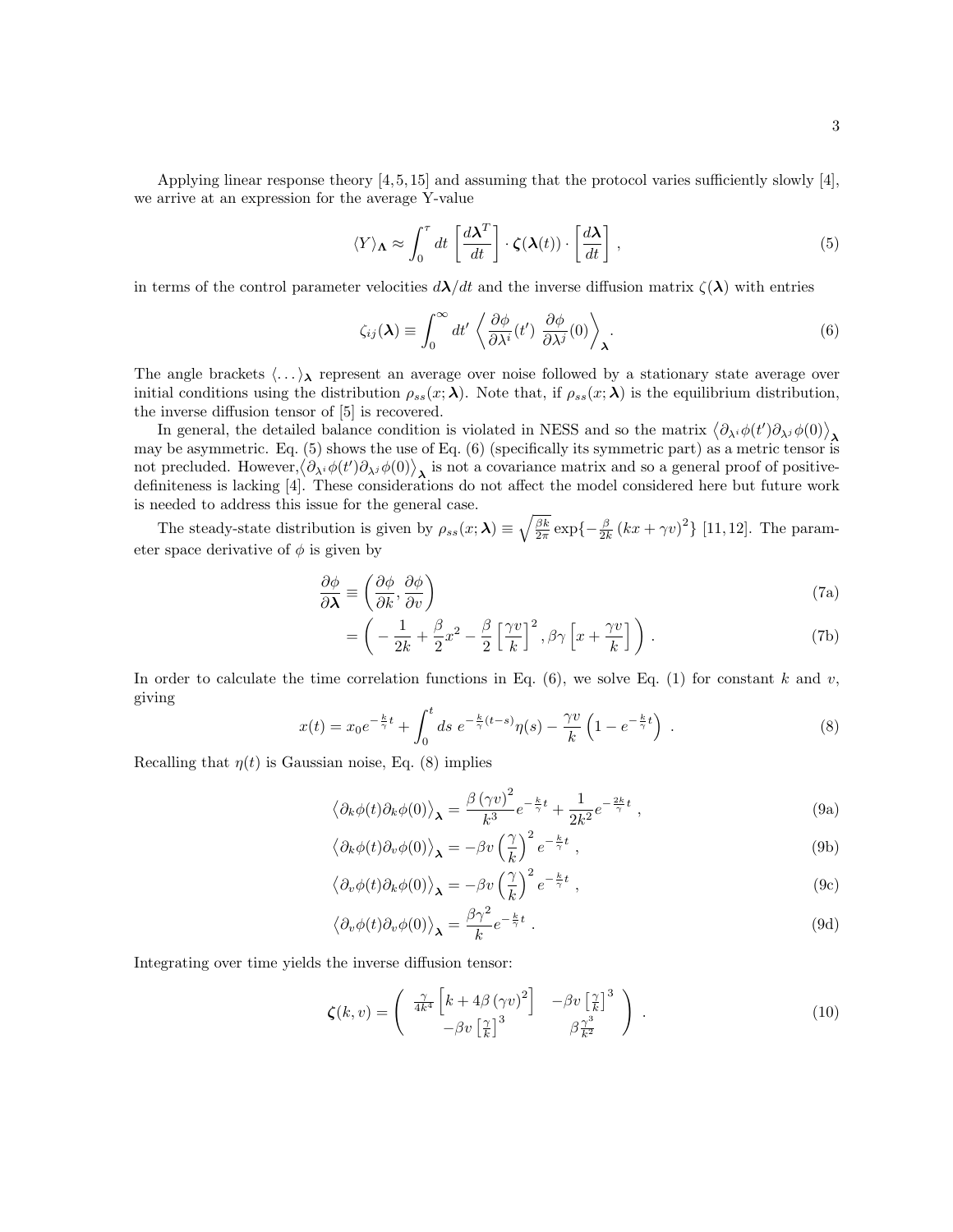Applying linear response theory [4,5,15] and assuming that the protocol varies sufficiently slowly [4], we arrive at an expression for the average Y-value

$$\langle Y \rangle_{\mathbf{\Lambda}} \approx \int_0^\tau dt \left[\frac{d\boldsymbol{\lambda}^T}{dt}\right] \cdot \boldsymbol{\zeta}(\boldsymbol{\lambda}(t)) \cdot \left[\frac{d\boldsymbol{\lambda}}{dt}\right] , \tag{5}$$

in terms of the control parameter velocities $d\boldsymbol{\lambda}/dt$ and the inverse diffusion matrix $\zeta(\boldsymbol{\lambda})$ with entries

$$\zeta_{ij}(\boldsymbol{\lambda}) \equiv \int_0^\infty dt' \left\langle \frac{\partial \phi}{\partial \lambda^i}(t') \; \frac{\partial \phi}{\partial \lambda^j}(0) \right\rangle_{\boldsymbol{\lambda}} . \tag{6}$$

The angle brackets $\langle \ldots \rangle_{\boldsymbol{\lambda}}$ represent an average over noise followed by a stationary state average over initial conditions using the distribution $\rho_{ss}(x;\boldsymbol{\lambda})$. Note that, if $\rho_{ss}(x;\boldsymbol{\lambda})$ is the equilibrium distribution, the inverse diffusion tensor of [5] is recovered.

In general, the detailed balance condition is violated in NESS and so the matrix $\left\langle \partial_{\lambda^i}\phi(t')\partial_{\lambda^j}\phi(0)\right\rangle_{\boldsymbol{\lambda}}$ may be asymmetric. Eq. (5) shows the use of Eq. (6) (specifically its symmetric part) as a metric tensor is not precluded. However, $\left\langle \partial_{\lambda^i}\phi(t')\partial_{\lambda^j}\phi(0)\right\rangle_{\boldsymbol{\lambda}}$ is not a covariance matrix and so a general proof of positive-definiteness is lacking [4]. These considerations do not affect the model considered here but future work is needed to address this issue for the general case.

The steady-state distribution is given by $\rho_{ss}(x;\boldsymbol{\lambda}) \equiv \sqrt{\frac{\beta k}{2\pi}} \exp\{-\frac{\beta}{2k}\left(kx+\gamma v\right)^2\}$ [11,12]. The parameter space derivative of $\phi$ is given by

$$\frac{\partial \phi}{\partial \boldsymbol{\lambda}} \equiv \left(\frac{\partial \phi}{\partial k}, \frac{\partial \phi}{\partial v}\right) \tag{7a}$$

$$= \left(-\frac{1}{2k} + \frac{\beta}{2}x^2 - \frac{\beta}{2}\left[\frac{\gamma v}{k}\right]^2, \beta\gamma\left[x + \frac{\gamma v}{k}\right]\right) . \tag{7b}$$

In order to calculate the time correlation functions in Eq. (6), we solve Eq. (1) for constant $k$ and $v$, giving

$$x(t) = x_0 e^{-\frac{k}{\gamma}t} + \int_0^t ds \; e^{-\frac{k}{\gamma}(t-s)}\eta(s) - \frac{\gamma v}{k}\left(1 - e^{-\frac{k}{\gamma}t}\right) . \tag{8}$$

Recalling that $\eta(t)$ is Gaussian noise, Eq. (8) implies

$$\left\langle \partial_k \phi(t) \partial_k \phi(0) \right\rangle_{\boldsymbol{\lambda}} = \frac{\beta\left(\gamma v\right)^2}{k^3} e^{-\frac{k}{\gamma}t} + \frac{1}{2k^2} e^{-\frac{2k}{\gamma}t} , \tag{9a}$$

$$\left\langle \partial_k \phi(t) \partial_v \phi(0) \right\rangle_{\boldsymbol{\lambda}} = -\beta v \left(\frac{\gamma}{k}\right)^2 e^{-\frac{k}{\gamma}t} , \tag{9b}$$

$$\left\langle \partial_v \phi(t) \partial_k \phi(0) \right\rangle_{\boldsymbol{\lambda}} = -\beta v \left(\frac{\gamma}{k}\right)^2 e^{-\frac{k}{\gamma}t} , \tag{9c}$$

$$\left\langle \partial_v \phi(t) \partial_v \phi(0) \right\rangle_{\boldsymbol{\lambda}} = \frac{\beta\gamma^2}{k} e^{-\frac{k}{\gamma}t} . \tag{9d}$$

Integrating over time yields the inverse diffusion tensor:

$$\boldsymbol{\zeta}(k,v) = \begin{pmatrix} \frac{\gamma}{4k^4}\left[k + 4\beta\left(\gamma v\right)^2\right] & -\beta v \left[\frac{\gamma}{k}\right]^3 \\ -\beta v \left[\frac{\gamma}{k}\right]^3 & \beta\frac{\gamma^3}{k^2} \end{pmatrix} . \tag{10}$$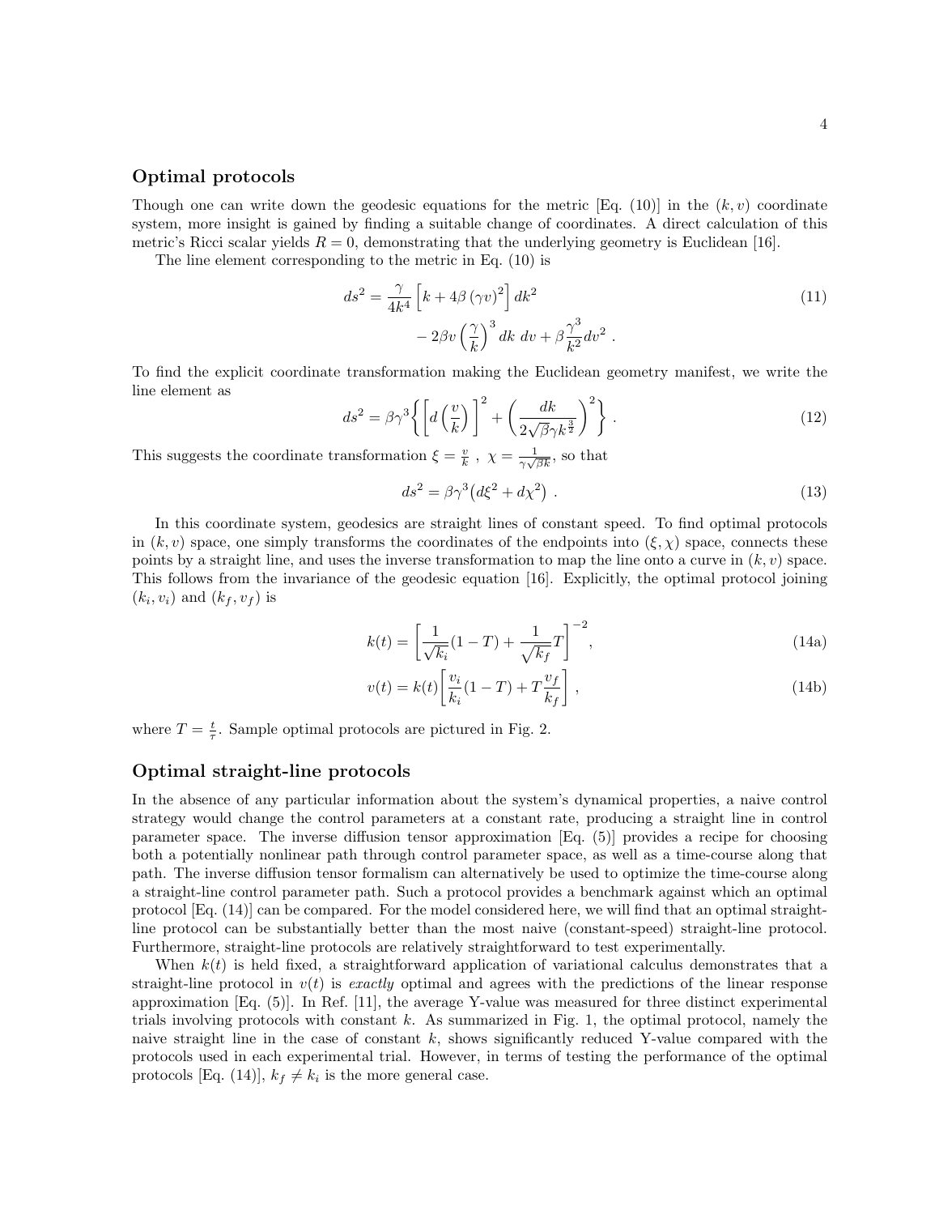## Optimal protocols

Though one can write down the geodesic equations for the metric [Eq. (10)] in the $(k, v)$ coordinate system, more insight is gained by finding a suitable change of coordinates. A direct calculation of this metric's Ricci scalar yields $R = 0$, demonstrating that the underlying geometry is Euclidean [16].

The line element corresponding to the metric in Eq. (10) is

$$
\begin{aligned}
ds^2 = \frac{\gamma}{4k^4}\left[k + 4\beta\,(\gamma v)^2\right] dk^2 \\
- 2\beta v\left(\frac{\gamma}{k}\right)^3 dk\ dv + \beta\frac{\gamma^3}{k^2} dv^2\ .
\end{aligned}
\tag{11}
$$

To find the explicit coordinate transformation making the Euclidean geometry manifest, we write the line element as

$$
ds^2 = \beta\gamma^3\left\{\left[d\left(\frac{v}{k}\right)\right]^2 + \left(\frac{dk}{2\sqrt{\beta}\gamma k^{\frac{3}{2}}}\right)^2\right\}\ . \tag{12}
$$

This suggests the coordinate transformation $\xi = \frac{v}{k}\ ,\ \chi = \frac{1}{\gamma\sqrt{\beta k}}$, so that

$$
ds^2 = \beta\gamma^3\big(d\xi^2 + d\chi^2\big)\ . \tag{13}
$$

In this coordinate system, geodesics are straight lines of constant speed. To find optimal protocols in $(k, v)$ space, one simply transforms the coordinates of the endpoints into $(\xi, \chi)$ space, connects these points by a straight line, and uses the inverse transformation to map the line onto a curve in $(k, v)$ space. This follows from the invariance of the geodesic equation [16]. Explicitly, the optimal protocol joining $(k_i, v_i)$ and $(k_f, v_f)$ is

$$
k(t) = \left[\frac{1}{\sqrt{k_i}}(1 - T) + \frac{1}{\sqrt{k_f}}T\right]^{-2}, \tag{14a}
$$

$$
v(t) = k(t)\left[\frac{v_i}{k_i}(1 - T) + T\frac{v_f}{k_f}\right]\ , \tag{14b}
$$

where $T = \frac{t}{\tau}$. Sample optimal protocols are pictured in Fig. 2.

## Optimal straight-line protocols

In the absence of any particular information about the system's dynamical properties, a naive control strategy would change the control parameters at a constant rate, producing a straight line in control parameter space. The inverse diffusion tensor approximation [Eq. (5)] provides a recipe for choosing both a potentially nonlinear path through control parameter space, as well as a time-course along that path. The inverse diffusion tensor formalism can alternatively be used to optimize the time-course along a straight-line control parameter path. Such a protocol provides a benchmark against which an optimal protocol [Eq. (14)] can be compared. For the model considered here, we will find that an optimal straight-line protocol can be substantially better than the most naive (constant-speed) straight-line protocol. Furthermore, straight-line protocols are relatively straightforward to test experimentally.

When $k(t)$ is held fixed, a straightforward application of variational calculus demonstrates that a straight-line protocol in $v(t)$ is *exactly* optimal and agrees with the predictions of the linear response approximation [Eq. (5)]. In Ref. [11], the average Y-value was measured for three distinct experimental trials involving protocols with constant $k$. As summarized in Fig. 1, the optimal protocol, namely the naive straight line in the case of constant $k$, shows significantly reduced Y-value compared with the protocols used in each experimental trial. However, in terms of testing the performance of the optimal protocols [Eq. (14)], $k_f \neq k_i$ is the more general case.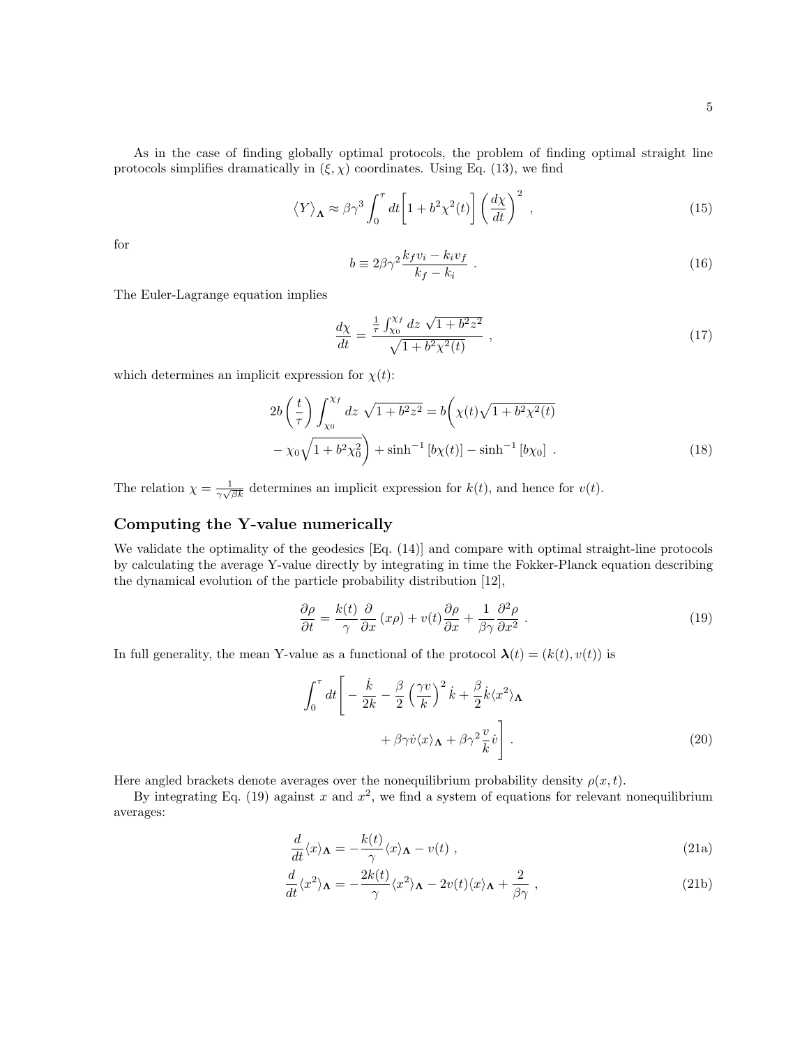As in the case of finding globally optimal protocols, the problem of finding optimal straight line protocols simplifies dramatically in $(\xi, \chi)$ coordinates. Using Eq. (13), we find

$$\big\langle Y \big\rangle_{\mathbf{\Lambda}} \approx \beta\gamma^3 \int_0^\tau dt \bigg[ 1 + b^2\chi^2(t) \bigg] \left( \frac{d\chi}{dt} \right)^2 \ , \tag{15}$$

for

$$b \equiv 2\beta\gamma^2 \frac{k_f v_i - k_i v_f}{k_f - k_i} \ . \tag{16}$$

The Euler-Lagrange equation implies

$$\frac{d\chi}{dt} = \frac{\frac{1}{\tau}\int_{\chi_0}^{\chi_f} dz \ \sqrt{1+b^2z^2}}{\sqrt{1+b^2\chi^2(t)}} \ , \tag{17}$$

which determines an implicit expression for $\chi(t)$:

$$2b\left(\frac{t}{\tau}\right)\int_{\chi_0}^{\chi_f} dz \ \sqrt{1+b^2z^2} = b\bigg(\chi(t)\sqrt{1+b^2\chi^2(t)} - \chi_0\sqrt{1+b^2\chi_0^2}\bigg) + \sinh^{-1}\left[b\chi(t)\right] - \sinh^{-1}\left[b\chi_0\right] \ . \tag{18}$$

The relation $\chi = \frac{1}{\gamma\sqrt{\beta k}}$ determines an implicit expression for $k(t)$, and hence for $v(t)$.

## Computing the Y-value numerically

We validate the optimality of the geodesics [Eq. (14)] and compare with optimal straight-line protocols by calculating the average Y-value directly by integrating in time the Fokker-Planck equation describing the dynamical evolution of the particle probability distribution [12],

$$\frac{\partial \rho}{\partial t} = \frac{k(t)}{\gamma}\frac{\partial}{\partial x}\left(x\rho\right) + v(t)\frac{\partial \rho}{\partial x} + \frac{1}{\beta\gamma}\frac{\partial^2 \rho}{\partial x^2} \ . \tag{19}$$

In full generality, the mean Y-value as a functional of the protocol $\mathbf{\lambda}(t) = (k(t), v(t))$ is

$$\int_0^\tau dt \Bigg[ -\frac{\dot{k}}{2k} - \frac{\beta}{2}\left(\frac{\gamma v}{k}\right)^2 \dot{k} + \frac{\beta}{2}\dot{k}\langle x^2\rangle_{\mathbf{\Lambda}} + \beta\gamma\dot{v}\langle x\rangle_{\mathbf{\Lambda}} + \beta\gamma^2\frac{v}{k}\dot{v} \Bigg] \ . \tag{20}$$

Here angled brackets denote averages over the nonequilibrium probability density $\rho(x,t)$.

By integrating Eq. (19) against $x$ and $x^2$, we find a system of equations for relevant nonequilibrium averages:

$$\frac{d}{dt}\langle x\rangle_{\mathbf{\Lambda}} = -\frac{k(t)}{\gamma}\langle x\rangle_{\mathbf{\Lambda}} - v(t) \ , \tag{21a}$$

$$\frac{d}{dt}\langle x^2\rangle_{\mathbf{\Lambda}} = -\frac{2k(t)}{\gamma}\langle x^2\rangle_{\mathbf{\Lambda}} - 2v(t)\langle x\rangle_{\mathbf{\Lambda}} + \frac{2}{\beta\gamma} \ , \tag{21b}$$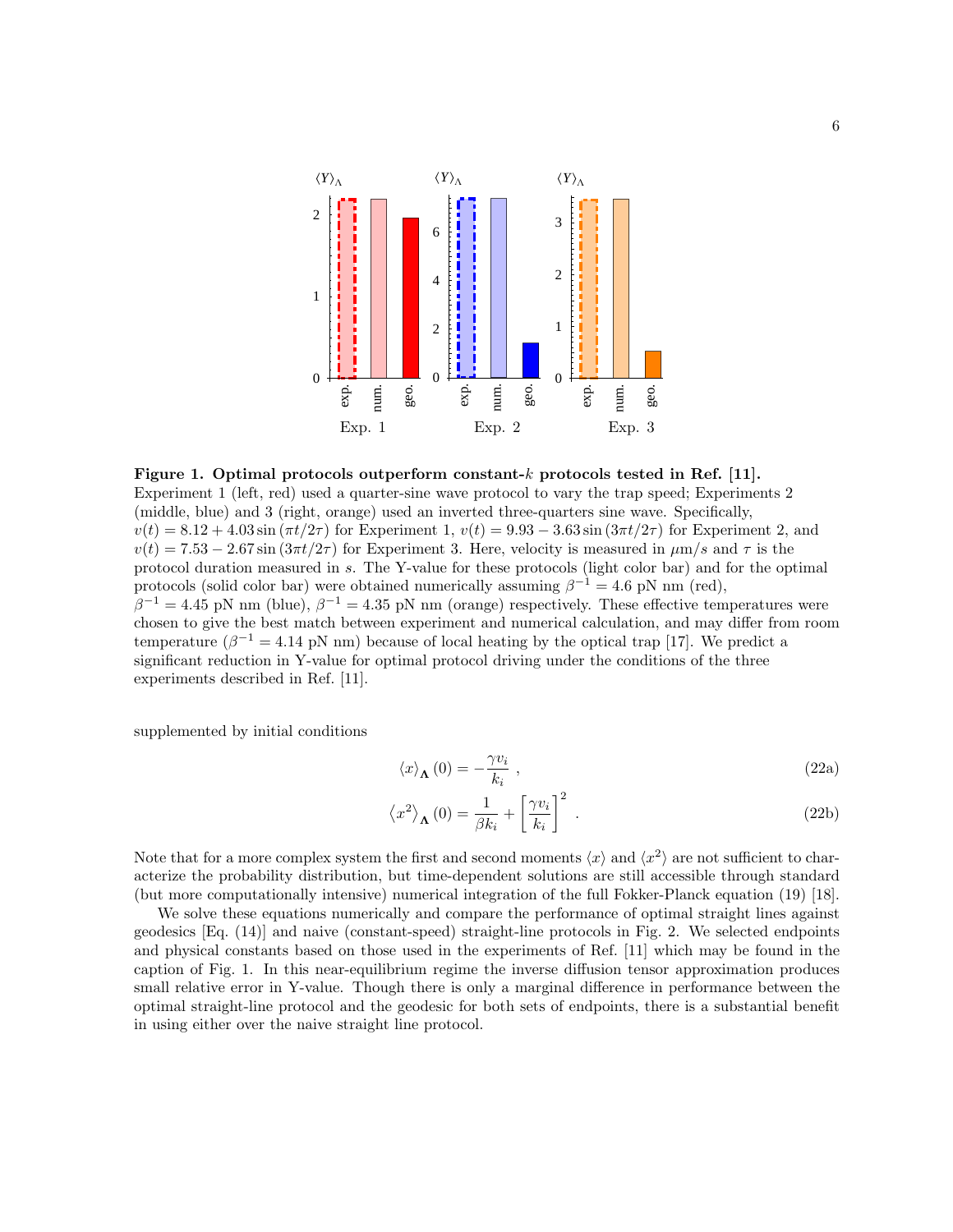**Figure 1. Optimal protocols outperform constant-$k$ protocols tested in Ref. [11].** Experiment 1 (left, red) used a quarter-sine wave protocol to vary the trap speed; Experiments 2 (middle, blue) and 3 (right, orange) used an inverted three-quarters sine wave. Specifically, $v(t) = 8.12 + 4.03 \sin(\pi t/2\tau)$ for Experiment 1, $v(t) = 9.93 - 3.63 \sin(3\pi t/2\tau)$ for Experiment 2, and $v(t) = 7.53 - 2.67 \sin(3\pi t/2\tau)$ for Experiment 3. Here, velocity is measured in $\mu$m/s and $\tau$ is the protocol duration measured in s. The Y-value for these protocols (light color bar) and for the optimal protocols (solid color bar) were obtained numerically assuming $\beta^{-1} = 4.6$ pN nm (red), $\beta^{-1} = 4.45$ pN nm (blue), $\beta^{-1} = 4.35$ pN nm (orange) respectively. These effective temperatures were chosen to give the best match between experiment and numerical calculation, and may differ from room temperature ($\beta^{-1} = 4.14$ pN nm) because of local heating by the optical trap [17]. We predict a significant reduction in Y-value for optimal protocol driving under the conditions of the three experiments described in Ref. [11].

supplemented by initial conditions

$$\langle x \rangle_{\mathbf{\Lambda}}(0) = -\frac{\gamma v_i}{k_i} \ , \tag{22a}$$

$$\langle x^2 \rangle_{\mathbf{\Lambda}}(0) = \frac{1}{\beta k_i} + \left[\frac{\gamma v_i}{k_i}\right]^2 \ . \tag{22b}$$

Note that for a more complex system the first and second moments $\langle x \rangle$ and $\langle x^2 \rangle$ are not sufficient to characterize the probability distribution, but time-dependent solutions are still accessible through standard (but more computationally intensive) numerical integration of the full Fokker-Planck equation (19) [18].

We solve these equations numerically and compare the performance of optimal straight lines against geodesics [Eq. (14)] and naive (constant-speed) straight-line protocols in Fig. 2. We selected endpoints and physical constants based on those used in the experiments of Ref. [11] which may be found in the caption of Fig. 1. In this near-equilibrium regime the inverse diffusion tensor approximation produces small relative error in Y-value. Though there is only a marginal difference in performance between the optimal straight-line protocol and the geodesic for both sets of endpoints, there is a substantial benefit in using either over the naive straight line protocol.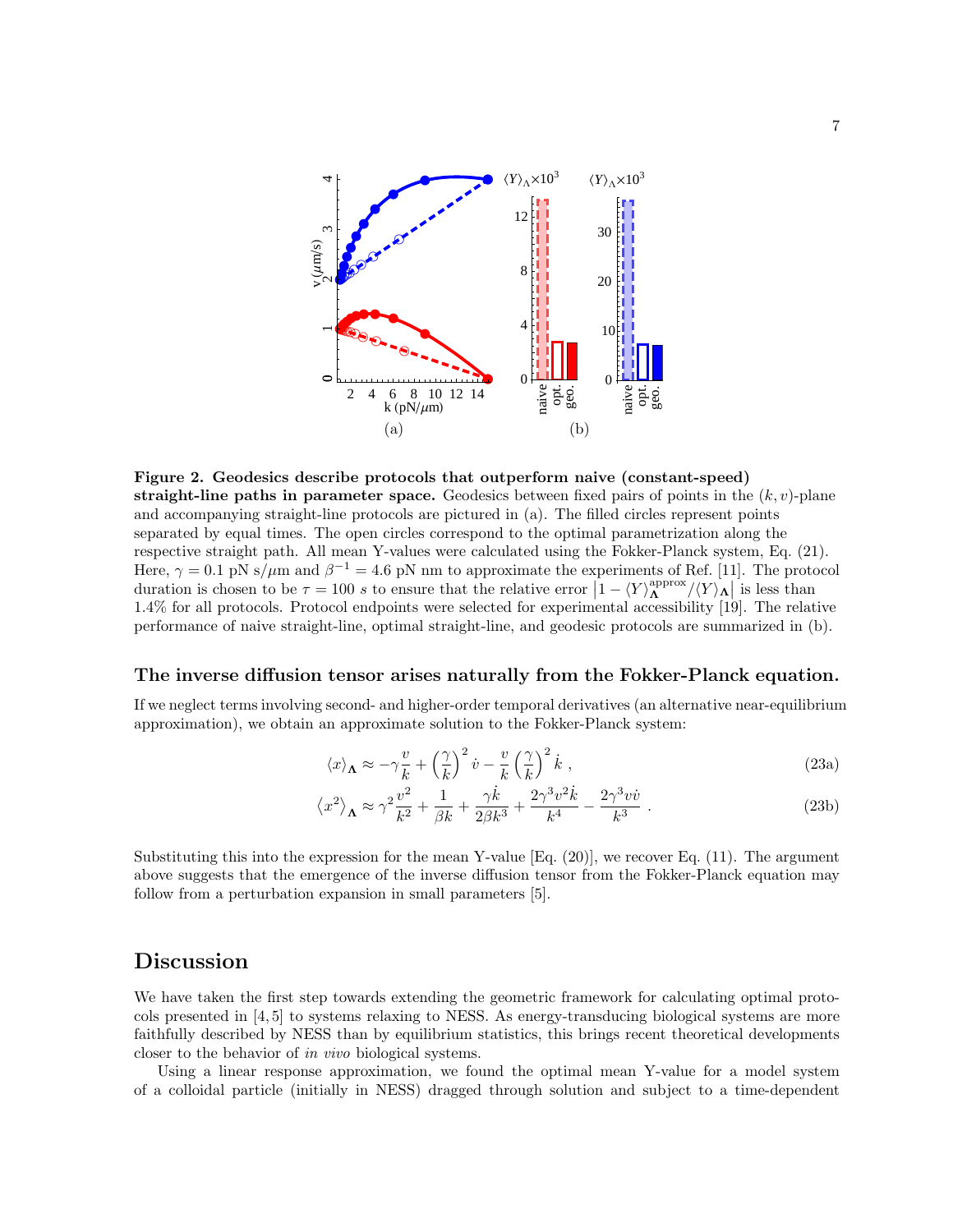**Figure 2. Geodesics describe protocols that outperform naive (constant-speed) straight-line paths in parameter space.** Geodesics between fixed pairs of points in the $(k, v)$-plane and accompanying straight-line protocols are pictured in (a). The filled circles represent points separated by equal times. The open circles correspond to the optimal parametrization along the respective straight path. All mean Y-values were calculated using the Fokker-Planck system, Eq. (21). Here, $\gamma = 0.1$ pN s/$\mu$m and $\beta^{-1} = 4.6$ pN nm to approximate the experiments of Ref. [11]. The protocol duration is chosen to be $\tau = 100$ $s$ to ensure that the relative error $\left|1 - \langle Y\rangle^{\text{approx}}_{\mathbf{\Lambda}}/\langle Y\rangle_{\mathbf{\Lambda}}\right|$ is less than 1.4% for all protocols. Protocol endpoints were selected for experimental accessibility [19]. The relative performance of naive straight-line, optimal straight-line, and geodesic protocols are summarized in (b).

### The inverse diffusion tensor arises naturally from the Fokker-Planck equation.

If we neglect terms involving second- and higher-order temporal derivatives (an alternative near-equilibrium approximation), we obtain an approximate solution to the Fokker-Planck system:

$$\langle x\rangle_{\mathbf{\Lambda}} \approx -\gamma\frac{v}{k} + \left(\frac{\gamma}{k}\right)^2 \dot{v} - \frac{v}{k}\left(\frac{\gamma}{k}\right)^2 \dot{k}\ , \tag{23a}$$

$$\left\langle x^2\right\rangle_{\mathbf{\Lambda}} \approx \gamma^2\frac{v^2}{k^2} + \frac{1}{\beta k} + \frac{\gamma \dot{k}}{2\beta k^3} + \frac{2\gamma^3 v^2 \dot{k}}{k^4} - \frac{2\gamma^3 v\dot{v}}{k^3}\ . \tag{23b}$$

Substituting this into the expression for the mean Y-value [Eq. (20)], we recover Eq. (11). The argument above suggests that the emergence of the inverse diffusion tensor from the Fokker-Planck equation may follow from a perturbation expansion in small parameters [5].

## Discussion

We have taken the first step towards extending the geometric framework for calculating optimal protocols presented in [4, 5] to systems relaxing to NESS. As energy-transducing biological systems are more faithfully described by NESS than by equilibrium statistics, this brings recent theoretical developments closer to the behavior of *in vivo* biological systems.

Using a linear response approximation, we found the optimal mean Y-value for a model system of a colloidal particle (initially in NESS) dragged through solution and subject to a time-dependent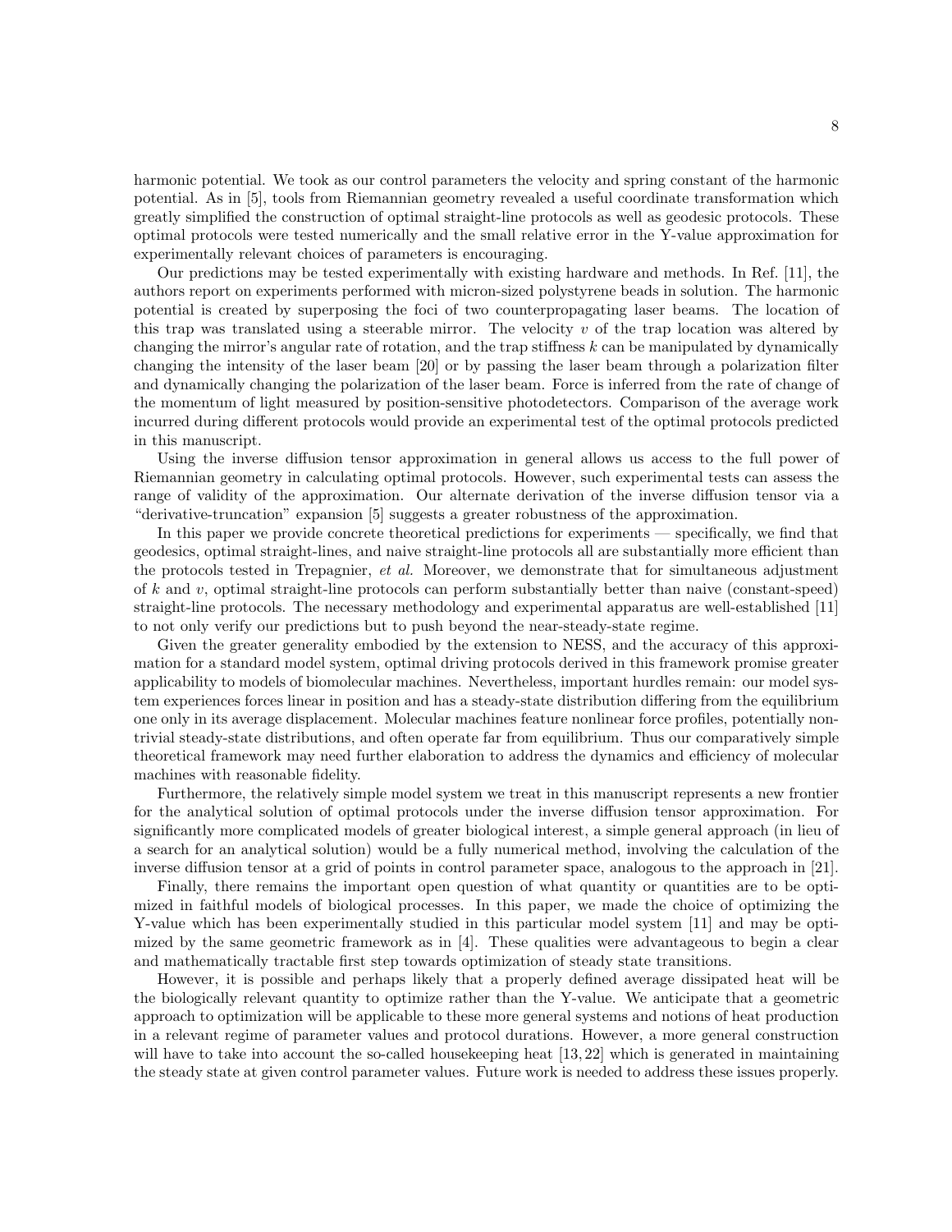harmonic potential. We took as our control parameters the velocity and spring constant of the harmonic potential. As in [5], tools from Riemannian geometry revealed a useful coordinate transformation which greatly simplified the construction of optimal straight-line protocols as well as geodesic protocols. These optimal protocols were tested numerically and the small relative error in the Y-value approximation for experimentally relevant choices of parameters is encouraging.

Our predictions may be tested experimentally with existing hardware and methods. In Ref. [11], the authors report on experiments performed with micron-sized polystyrene beads in solution. The harmonic potential is created by superposing the foci of two counterpropagating laser beams. The location of this trap was translated using a steerable mirror. The velocity $v$ of the trap location was altered by changing the mirror's angular rate of rotation, and the trap stiffness $k$ can be manipulated by dynamically changing the intensity of the laser beam [20] or by passing the laser beam through a polarization filter and dynamically changing the polarization of the laser beam. Force is inferred from the rate of change of the momentum of light measured by position-sensitive photodetectors. Comparison of the average work incurred during different protocols would provide an experimental test of the optimal protocols predicted in this manuscript.

Using the inverse diffusion tensor approximation in general allows us access to the full power of Riemannian geometry in calculating optimal protocols. However, such experimental tests can assess the range of validity of the approximation. Our alternate derivation of the inverse diffusion tensor via a "derivative-truncation" expansion [5] suggests a greater robustness of the approximation.

In this paper we provide concrete theoretical predictions for experiments — specifically, we find that geodesics, optimal straight-lines, and naive straight-line protocols all are substantially more efficient than the protocols tested in Trepagnier, *et al.* Moreover, we demonstrate that for simultaneous adjustment of $k$ and $v$, optimal straight-line protocols can perform substantially better than naive (constant-speed) straight-line protocols. The necessary methodology and experimental apparatus are well-established [11] to not only verify our predictions but to push beyond the near-steady-state regime.

Given the greater generality embodied by the extension to NESS, and the accuracy of this approximation for a standard model system, optimal driving protocols derived in this framework promise greater applicability to models of biomolecular machines. Nevertheless, important hurdles remain: our model system experiences forces linear in position and has a steady-state distribution differing from the equilibrium one only in its average displacement. Molecular machines feature nonlinear force profiles, potentially nontrivial steady-state distributions, and often operate far from equilibrium. Thus our comparatively simple theoretical framework may need further elaboration to address the dynamics and efficiency of molecular machines with reasonable fidelity.

Furthermore, the relatively simple model system we treat in this manuscript represents a new frontier for the analytical solution of optimal protocols under the inverse diffusion tensor approximation. For significantly more complicated models of greater biological interest, a simple general approach (in lieu of a search for an analytical solution) would be a fully numerical method, involving the calculation of the inverse diffusion tensor at a grid of points in control parameter space, analogous to the approach in [21].

Finally, there remains the important open question of what quantity or quantities are to be optimized in faithful models of biological processes. In this paper, we made the choice of optimizing the Y-value which has been experimentally studied in this particular model system [11] and may be optimized by the same geometric framework as in [4]. These qualities were advantageous to begin a clear and mathematically tractable first step towards optimization of steady state transitions.

However, it is possible and perhaps likely that a properly defined average dissipated heat will be the biologically relevant quantity to optimize rather than the Y-value. We anticipate that a geometric approach to optimization will be applicable to these more general systems and notions of heat production in a relevant regime of parameter values and protocol durations. However, a more general construction will have to take into account the so-called housekeeping heat [13, 22] which is generated in maintaining the steady state at given control parameter values. Future work is needed to address these issues properly.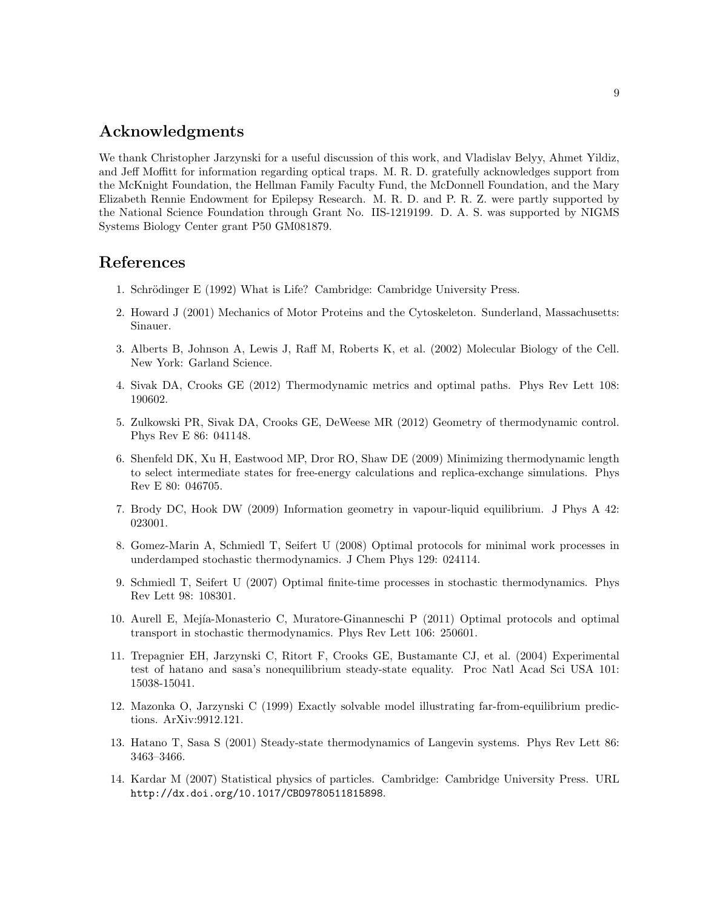## Acknowledgments

We thank Christopher Jarzynski for a useful discussion of this work, and Vladislav Belyy, Ahmet Yildiz, and Jeff Moffitt for information regarding optical traps. M. R. D. gratefully acknowledges support from the McKnight Foundation, the Hellman Family Faculty Fund, the McDonnell Foundation, and the Mary Elizabeth Rennie Endowment for Epilepsy Research. M. R. D. and P. R. Z. were partly supported by the National Science Foundation through Grant No. IIS-1219199. D. A. S. was supported by NIGMS Systems Biology Center grant P50 GM081879.

## References

1. Schrödinger E (1992) What is Life? Cambridge: Cambridge University Press.
2. Howard J (2001) Mechanics of Motor Proteins and the Cytoskeleton. Sunderland, Massachusetts: Sinauer.
3. Alberts B, Johnson A, Lewis J, Raff M, Roberts K, et al. (2002) Molecular Biology of the Cell. New York: Garland Science.
4. Sivak DA, Crooks GE (2012) Thermodynamic metrics and optimal paths. Phys Rev Lett 108: 190602.
5. Zulkowski PR, Sivak DA, Crooks GE, DeWeese MR (2012) Geometry of thermodynamic control. Phys Rev E 86: 041148.
6. Shenfeld DK, Xu H, Eastwood MP, Dror RO, Shaw DE (2009) Minimizing thermodynamic length to select intermediate states for free-energy calculations and replica-exchange simulations. Phys Rev E 80: 046705.
7. Brody DC, Hook DW (2009) Information geometry in vapour-liquid equilibrium. J Phys A 42: 023001.
8. Gomez-Marin A, Schmiedl T, Seifert U (2008) Optimal protocols for minimal work processes in underdamped stochastic thermodynamics. J Chem Phys 129: 024114.
9. Schmiedl T, Seifert U (2007) Optimal finite-time processes in stochastic thermodynamics. Phys Rev Lett 98: 108301.
10. Aurell E, Mejía-Monasterio C, Muratore-Ginanneschi P (2011) Optimal protocols and optimal transport in stochastic thermodynamics. Phys Rev Lett 106: 250601.
11. Trepagnier EH, Jarzynski C, Ritort F, Crooks GE, Bustamante CJ, et al. (2004) Experimental test of hatano and sasa's nonequilibrium steady-state equality. Proc Natl Acad Sci USA 101: 15038-15041.
12. Mazonka O, Jarzynski C (1999) Exactly solvable model illustrating far-from-equilibrium predictions. ArXiv:9912.121.
13. Hatano T, Sasa S (2001) Steady-state thermodynamics of Langevin systems. Phys Rev Lett 86: 3463–3466.
14. Kardar M (2007) Statistical physics of particles. Cambridge: Cambridge University Press. URL http://dx.doi.org/10.1017/CBO9780511815898.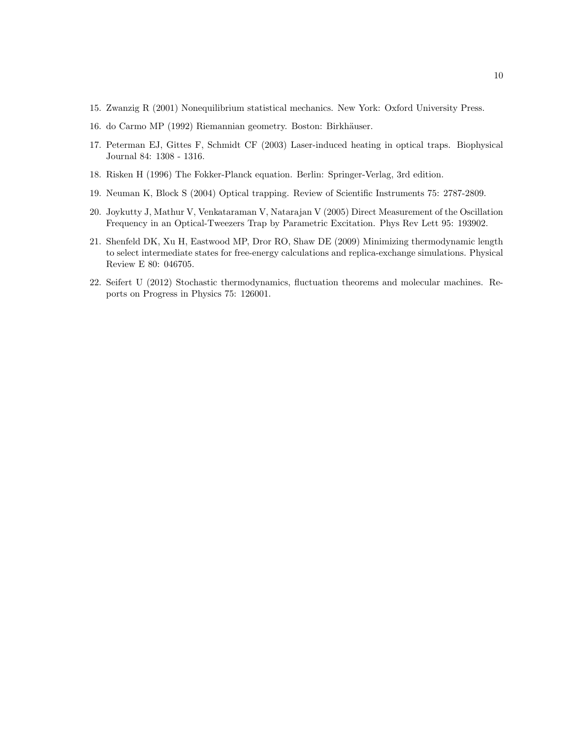15. Zwanzig R (2001) Nonequilibrium statistical mechanics. New York: Oxford University Press.
16. do Carmo MP (1992) Riemannian geometry. Boston: Birkhäuser.
17. Peterman EJ, Gittes F, Schmidt CF (2003) Laser-induced heating in optical traps. Biophysical Journal 84: 1308 - 1316.
18. Risken H (1996) The Fokker-Planck equation. Berlin: Springer-Verlag, 3rd edition.
19. Neuman K, Block S (2004) Optical trapping. Review of Scientific Instruments 75: 2787-2809.
20. Joykutty J, Mathur V, Venkataraman V, Natarajan V (2005) Direct Measurement of the Oscillation Frequency in an Optical-Tweezers Trap by Parametric Excitation. Phys Rev Lett 95: 193902.
21. Shenfeld DK, Xu H, Eastwood MP, Dror RO, Shaw DE (2009) Minimizing thermodynamic length to select intermediate states for free-energy calculations and replica-exchange simulations. Physical Review E 80: 046705.
22. Seifert U (2012) Stochastic thermodynamics, fluctuation theorems and molecular machines. Reports on Progress in Physics 75: 126001.